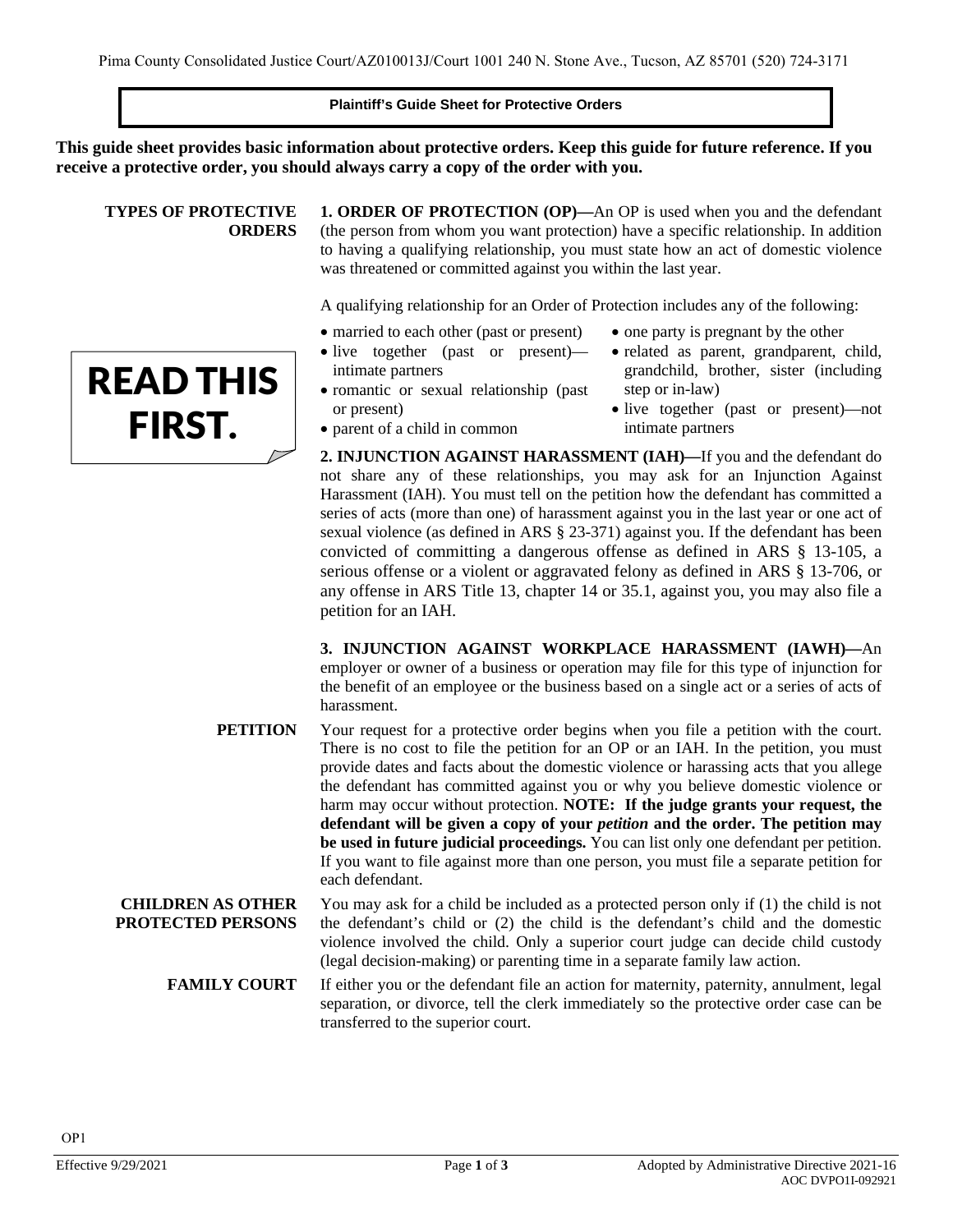Pima County Consolidated Justice Court/AZ010013J/Court 1001 240 N. Stone Ave., Tucson, AZ 85701 (520) 724-3171

# Plaintiff's Guide Sheet for Protective Orders

**This guide sheet provides basic information about protective orders. Keep this guide for future reference. If you receive a protective order, you should always carry a copy of the order with you.**

**READ THIS FIRST.**

## TYPES OF PROTECTIVE ORDERS

**1. ORDER OF PROTECTION (OP)—**An OP is used when you and the defendant (the person from whom you want protection) have a specific relationship. In addition to having a qualifying relationship, you must state how an act of domestic violence was threatened or committed against you within the last year.

A qualifying relationship for an Order of Protection includes any of the following:

- married to each other (past or present)
- live together (past or present)—intimate partners
- romantic or sexual relationship (past or present)
- parent of a child in common
- one party is pregnant by the other
- related as parent, grandparent, child, grandchild, brother, sister (including step or in-law)
- live together (past or present)—not intimate partners

**2. INJUNCTION AGAINST HARASSMENT (IAH)—**If you and the defendant do not share any of these relationships, you may ask for an Injunction Against Harassment (IAH). You must tell on the petition how the defendant has committed a series of acts (more than one) of harassment against you in the last year or one act of sexual violence (as defined in ARS § 23-371) against you. If the defendant has been convicted of committing a dangerous offense as defined in ARS § 13-105, a serious offense or a violent or aggravated felony as defined in ARS § 13-706, or any offense in ARS Title 13, chapter 14 or 35.1, against you, you may also file a petition for an IAH.

**3. INJUNCTION AGAINST WORKPLACE HARASSMENT (IAWH)—**An employer or owner of a business or operation may file for this type of injunction for the benefit of an employee or the business based on a single act or a series of acts of harassment.

## PETITION

Your request for a protective order begins when you file a petition with the court. There is no cost to file the petition for an OP or an IAH. In the petition, you must provide dates and facts about the domestic violence or harassing acts that you allege the defendant has committed against you or why you believe domestic violence or harm may occur without protection. **NOTE: If the judge grants your request, the defendant will be given a copy of your *petition* and the order. The petition may be used in future judicial proceedings.** You can list only one defendant per petition. If you want to file against more than one person, you must file a separate petition for each defendant.

## CHILDREN AS OTHER PROTECTED PERSONS

You may ask for a child be included as a protected person only if (1) the child is not the defendant's child or (2) the child is the defendant's child and the domestic violence involved the child. Only a superior court judge can decide child custody (legal decision-making) or parenting time in a separate family law action.

## FAMILY COURT

If either you or the defendant file an action for maternity, paternity, annulment, legal separation, or divorce, tell the clerk immediately so the protective order case can be transferred to the superior court.

OP1

Effective 9/29/2021 | Adopted by Administrative Directive 2021-16 | AOC DVPO1I-092921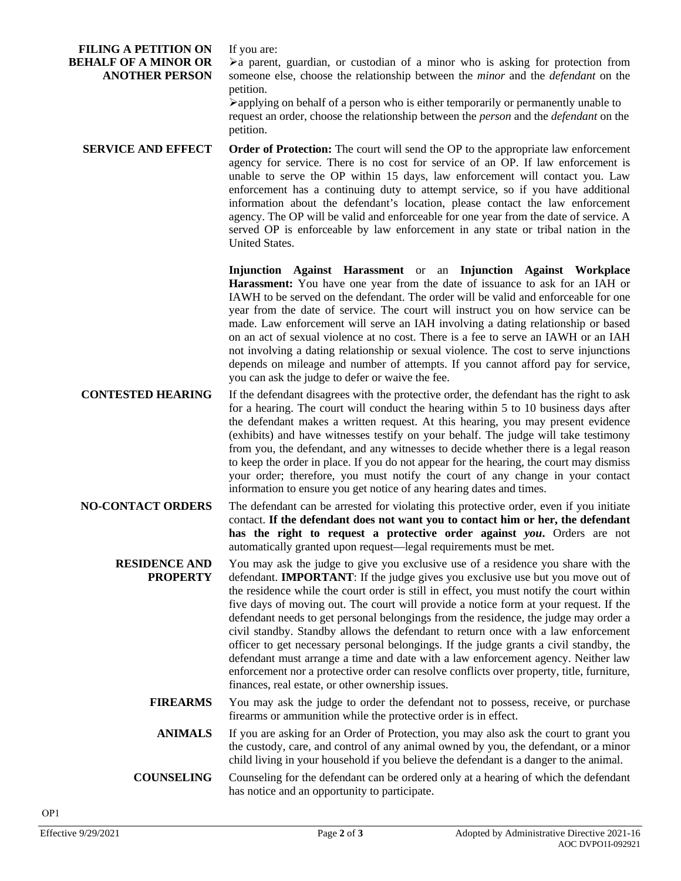**FILING A PETITION ON BEHALF OF A MINOR OR ANOTHER PERSON**

If you are:

- a parent, guardian, or custodian of a minor who is asking for protection from someone else, choose the relationship between the *minor* and the *defendant* on the petition.
- applying on behalf of a person who is either temporarily or permanently unable to request an order, choose the relationship between the *person* and the *defendant* on the petition.

**SERVICE AND EFFECT**

**Order of Protection:** The court will send the OP to the appropriate law enforcement agency for service. There is no cost for service of an OP. If law enforcement is unable to serve the OP within 15 days, law enforcement will contact you. Law enforcement has a continuing duty to attempt service, so if you have additional information about the defendant's location, please contact the law enforcement agency. The OP will be valid and enforceable for one year from the date of service. A served OP is enforceable by law enforcement in any state or tribal nation in the United States.

**Injunction Against Harassment** or an **Injunction Against Workplace Harassment:** You have one year from the date of issuance to ask for an IAH or IAWH to be served on the defendant. The order will be valid and enforceable for one year from the date of service. The court will instruct you on how service can be made. Law enforcement will serve an IAH involving a dating relationship or based on an act of sexual violence at no cost. There is a fee to serve an IAWH or an IAH not involving a dating relationship or sexual violence. The cost to serve injunctions depends on mileage and number of attempts. If you cannot afford pay for service, you can ask the judge to defer or waive the fee.

**CONTESTED HEARING**

If the defendant disagrees with the protective order, the defendant has the right to ask for a hearing. The court will conduct the hearing within 5 to 10 business days after the defendant makes a written request. At this hearing, you may present evidence (exhibits) and have witnesses testify on your behalf. The judge will take testimony from you, the defendant, and any witnesses to decide whether there is a legal reason to keep the order in place. If you do not appear for the hearing, the court may dismiss your order; therefore, you must notify the court of any change in your contact information to ensure you get notice of any hearing dates and times.

**NO-CONTACT ORDERS**

The defendant can be arrested for violating this protective order, even if you initiate contact. **If the defendant does not want you to contact him or her, the defendant has the right to request a protective order against *you*.** Orders are not automatically granted upon request—legal requirements must be met.

**RESIDENCE AND PROPERTY**

You may ask the judge to give you exclusive use of a residence you share with the defendant. **IMPORTANT**: If the judge gives you exclusive use but you move out of the residence while the court order is still in effect, you must notify the court within five days of moving out. The court will provide a notice form at your request. If the defendant needs to get personal belongings from the residence, the judge may order a civil standby. Standby allows the defendant to return once with a law enforcement officer to get necessary personal belongings. If the judge grants a civil standby, the defendant must arrange a time and date with a law enforcement agency. Neither law enforcement nor a protective order can resolve conflicts over property, title, furniture, finances, real estate, or other ownership issues.

**FIREARMS**

You may ask the judge to order the defendant not to possess, receive, or purchase firearms or ammunition while the protective order is in effect.

**ANIMALS**

If you are asking for an Order of Protection, you may also ask the court to grant you the custody, care, and control of any animal owned by you, the defendant, or a minor child living in your household if you believe the defendant is a danger to the animal.

**COUNSELING**

Counseling for the defendant can be ordered only at a hearing of which the defendant has notice and an opportunity to participate.

OP1

Effective 9/29/2021 — Adopted by Administrative Directive 2021-16 — AOC DVPO1I-092921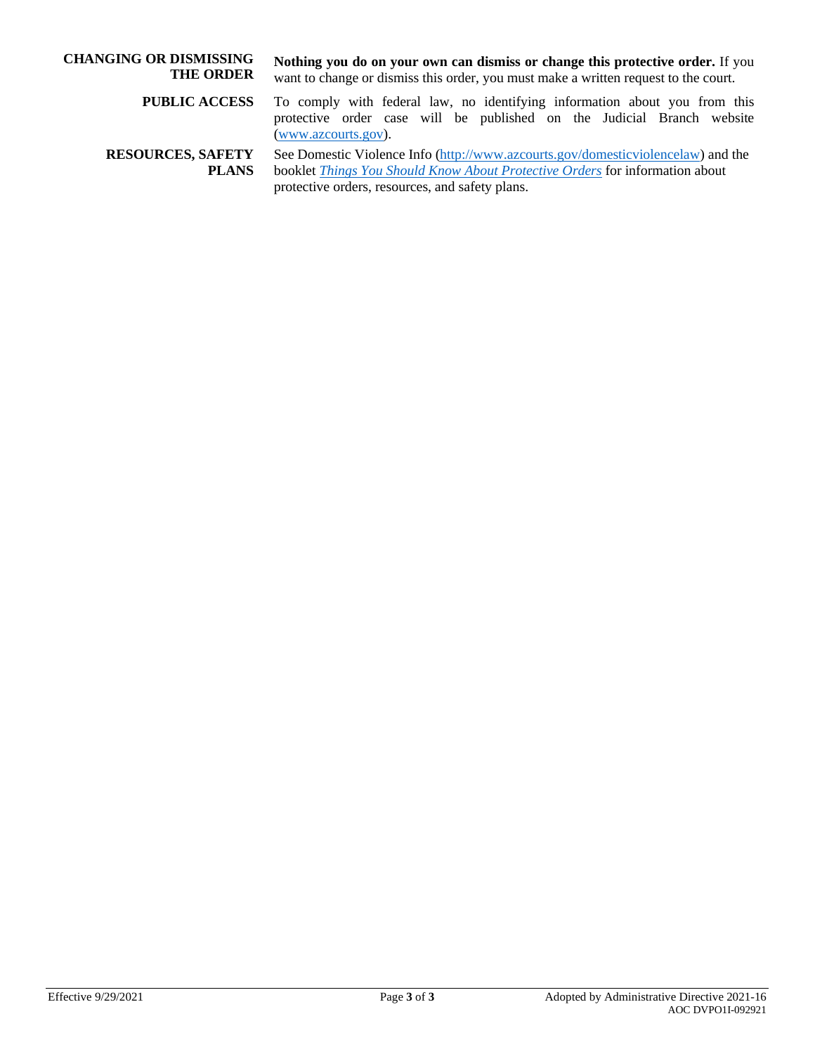**CHANGING OR DISMISSING THE ORDER**

**Nothing you do on your own can dismiss or change this protective order.** If you want to change or dismiss this order, you must make a written request to the court.

**PUBLIC ACCESS**

To comply with federal law, no identifying information about you from this protective order case will be published on the Judicial Branch website (www.azcourts.gov).

**RESOURCES, SAFETY PLANS**

See Domestic Violence Info (http://www.azcourts.gov/domesticviolencelaw) and the booklet *Things You Should Know About Protective Orders* for information about protective orders, resources, and safety plans.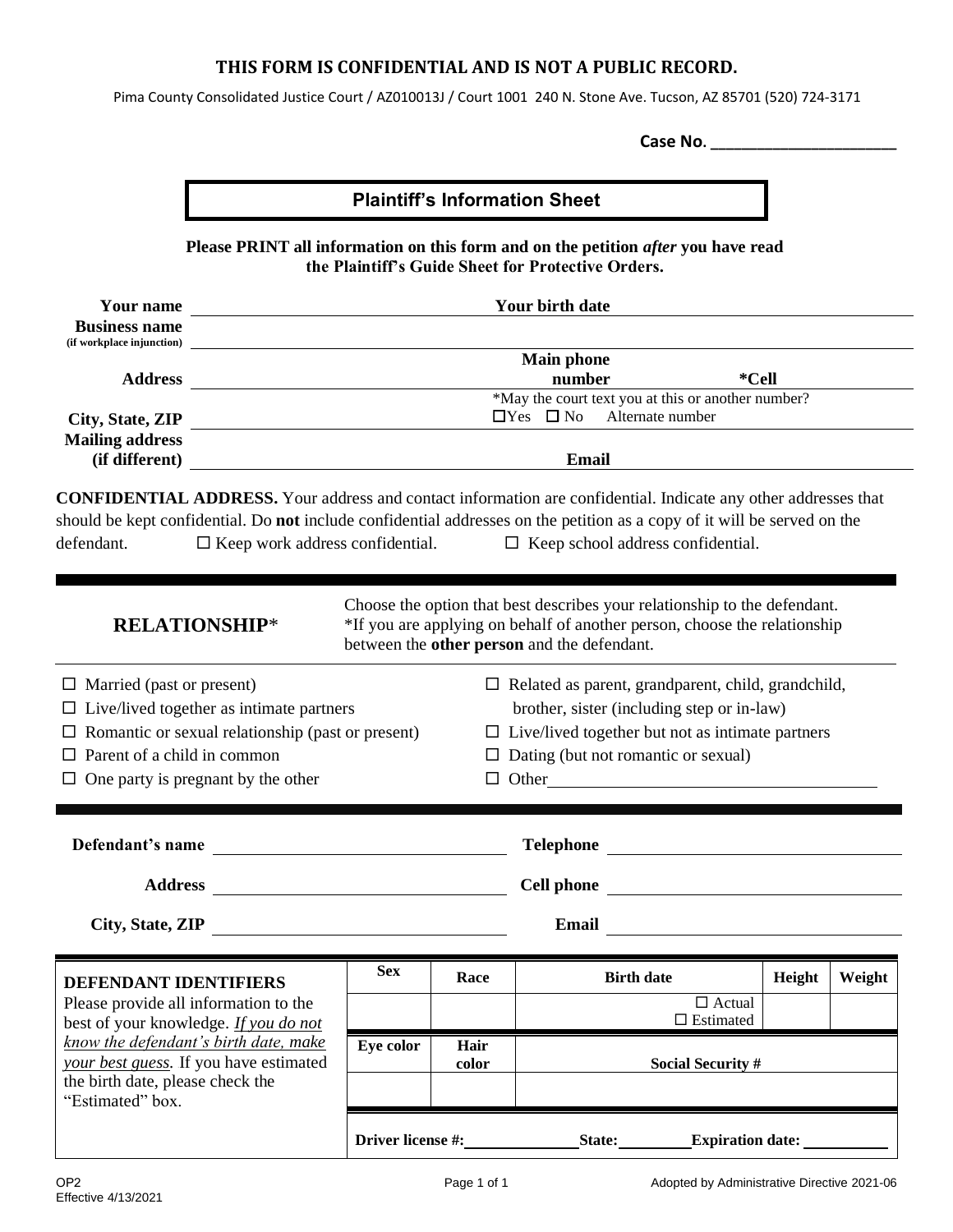**THIS FORM IS CONFIDENTIAL AND IS NOT A PUBLIC RECORD.**

Pima County Consolidated Justice Court / AZ010013J / Court 1001 240 N. Stone Ave. Tucson, AZ 85701 (520) 724-3171

**Case No.** ______________________

## Plaintiff's Information Sheet

**Please PRINT all information on this form and on the petition *after* you have read the Plaintiff's Guide Sheet for Protective Orders.**

| | | | |
|---|---|---|---|
| **Your name** | | **Your birth date** | |
| **Business name** (if workplace injunction) | | | |
| **Address** | | **Main phone number** | **\*Cell** |
| **City, State, ZIP** | | \*May the court text you at this or another number? ☐Yes ☐ No Alternate number | |
| **Mailing address (if different)** | | **Email** | |

**CONFIDENTIAL ADDRESS.** Your address and contact information are confidential. Indicate any other addresses that should be kept confidential. Do **not** include confidential addresses on the petition as a copy of it will be served on the defendant. ☐ Keep work address confidential. ☐ Keep school address confidential.

## RELATIONSHIP*

Choose the option that best describes your relationship to the defendant.
*If you are applying on behalf of another person, choose the relationship between the **other person** and the defendant.

- ☐ Married (past or present)
- ☐ Live/lived together as intimate partners
- ☐ Romantic or sexual relationship (past or present)
- ☐ Parent of a child in common
- ☐ One party is pregnant by the other
- ☐ Related as parent, grandparent, child, grandchild, brother, sister (including step or in-law)
- ☐ Live/lived together but not as intimate partners
- ☐ Dating (but not romantic or sexual)
- ☐ Other ______________________

| | | | |
|---|---|---|---|
| **Defendant's name** | | **Telephone** | |
| **Address** | | **Cell phone** | |
| **City, State, ZIP** | | **Email** | |

**DEFENDANT IDENTIFIERS**
Please provide all information to the best of your knowledge. *If you do not know the defendant's birth date, make your best guess.* If you have estimated the birth date, please check the "Estimated" box.

| Sex | Race | Birth date | Height | Weight |
|---|---|---|---|---|
| | | ☐ Actual ☐ Estimated | | |

| Eye color | Hair color | Social Security # |
|---|---|---|
| | | |

**Driver license #:** __________ **State:** __________ **Expiration date:** __________

OP2
Effective 4/13/2021

Adopted by Administrative Directive 2021-06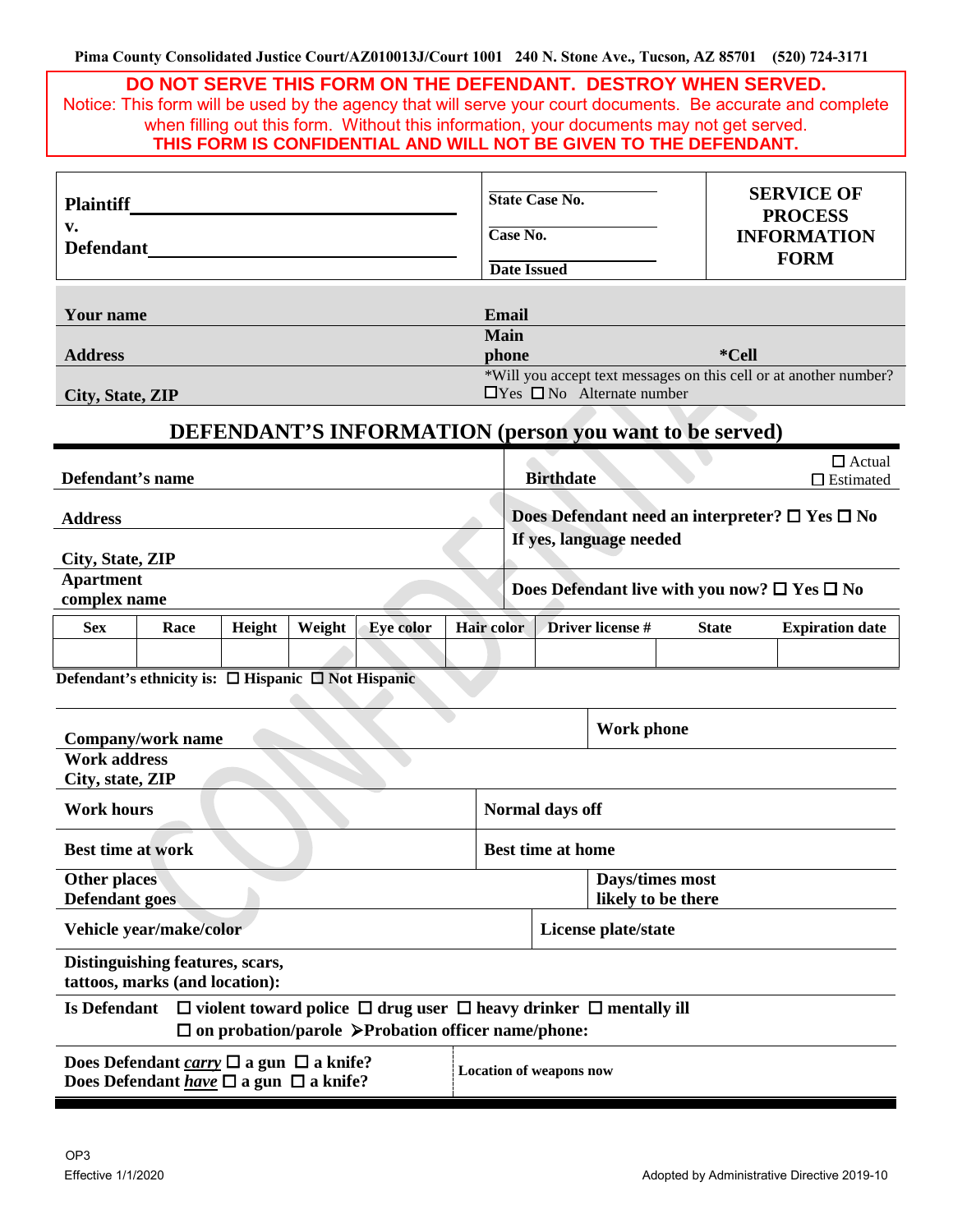Pima County Consolidated Justice Court/AZ010013J/Court 1001 240 N. Stone Ave., Tucson, AZ 85701 (520) 724-3171

**DO NOT SERVE THIS FORM ON THE DEFENDANT. DESTROY WHEN SERVED.**

Notice: This form will be used by the agency that will serve your court documents. Be accurate and complete when filling out this form. Without this information, your documents may not get served.

**THIS FORM IS CONFIDENTIAL AND WILL NOT BE GIVEN TO THE DEFENDANT.**

| | | |
|---|---|---|
| **Plaintiff** ______________________ | **State Case No.** | **SERVICE OF PROCESS INFORMATION FORM** |
| **v.** | **Case No.** | |
| **Defendant** ______________________ | **Date Issued** | |

| | | |
|---|---|---|
| **Your name** | **Email** | |
| **Address** | **Main phone** | **\*Cell** |
| **City, State, ZIP** | \*Will you accept text messages on this cell or at another number? ☐Yes ☐ No Alternate number | |

## DEFENDANT'S INFORMATION (person you want to be served)

| | |
|---|---|
| **Defendant's name** | **Birthdate** ☐ Actual ☐ Estimated |
| **Address** | **Does Defendant need an interpreter?** ☐ **Yes** ☐ **No** |
| **City, State, ZIP** | **If yes, language needed** |
| **Apartment complex name** | **Does Defendant live with you now?** ☐ **Yes** ☐ **No** |

| Sex | Race | Height | Weight | Eye color | Hair color | Driver license # | State | Expiration date |
|---|---|---|---|---|---|---|---|---|
| | | | | | | | | |

**Defendant's ethnicity is:** ☐ **Hispanic** ☐ **Not Hispanic**

| | |
|---|---|
| **Company/work name** | **Work phone** |
| **Work address City, state, ZIP** | |
| **Work hours** | **Normal days off** |
| **Best time at work** | **Best time at home** |
| **Other places Defendant goes** | **Days/times most likely to be there** |
| **Vehicle year/make/color** | **License plate/state** |
| **Distinguishing features, scars, tattoos, marks (and location):** | |

**Is Defendant** ☐ **violent toward police** ☐ **drug user** ☐ **heavy drinker** ☐ **mentally ill** ☐ **on probation/parole** ➤**Probation officer name/phone:**

| | |
|---|---|
| **Does Defendant *carry*** ☐ **a gun** ☐ **a knife?** **Does Defendant *have*** ☐ **a gun** ☐ **a knife?** | **Location of weapons now** |

OP3
Effective 1/1/2020

Adopted by Administrative Directive 2019-10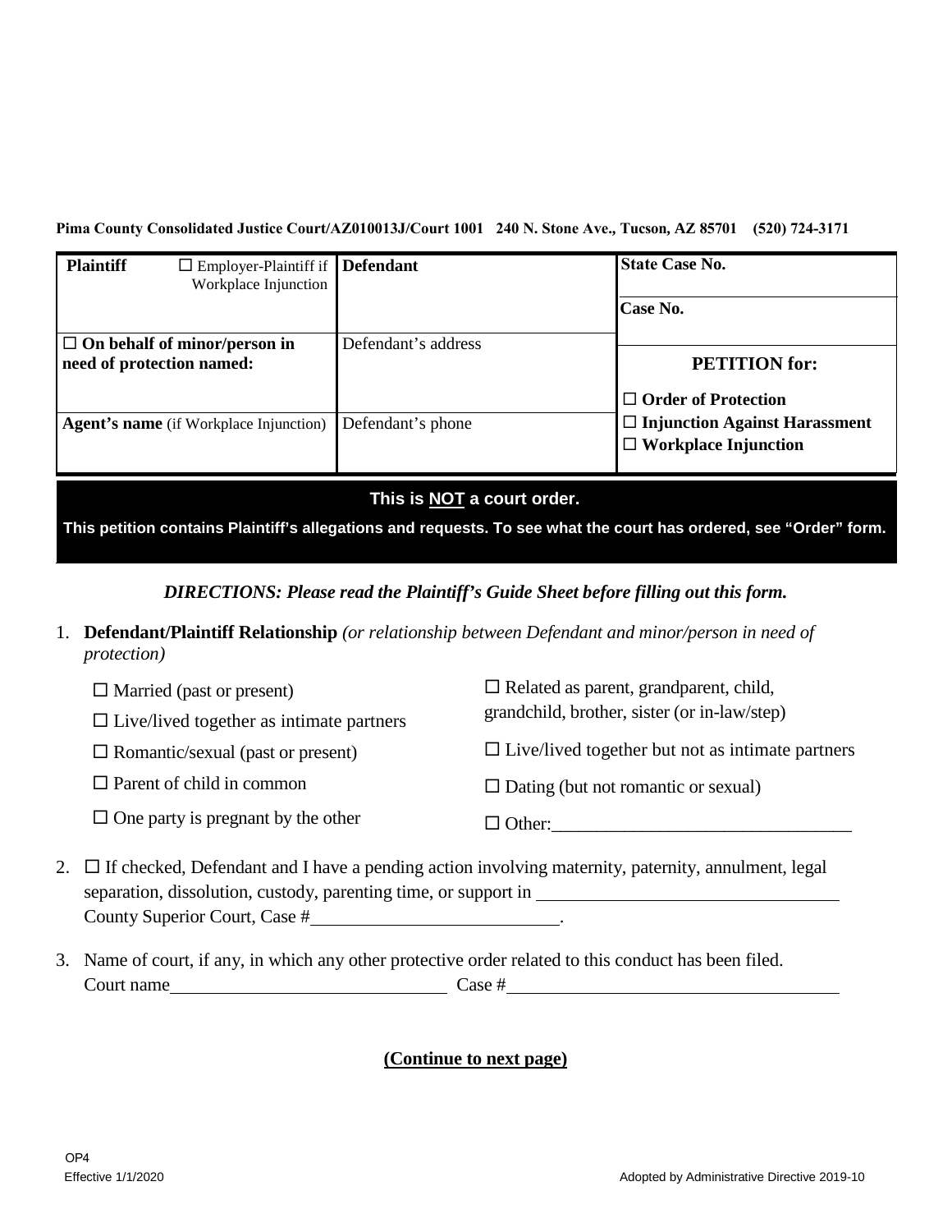**Pima County Consolidated Justice Court/AZ010013J/Court 1001 240 N. Stone Ave., Tucson, AZ 85701 (520) 724-3171**

| **Plaintiff** ☐ Employer-Plaintiff if Workplace Injunction | **Defendant** | **State Case No.** |
| --- | --- | --- |
| | | **Case No.** |
| ☐ **On behalf of minor/person in need of protection named:** | Defendant's address | **PETITION for:** ☐ **Order of Protection** |
| **Agent's name** (if Workplace Injunction) | Defendant's phone | ☐ **Injunction Against Harassment** ☐ **Workplace Injunction** |

**This is NOT a court order.**

**This petition contains Plaintiff's allegations and requests. To see what the court has ordered, see "Order" form.**

***DIRECTIONS: Please read the Plaintiff's Guide Sheet before filling out this form.***

1. **Defendant/Plaintiff Relationship** *(or relationship between Defendant and minor/person in need of protection)*

   ☐ Married (past or present)
   ☐ Live/lived together as intimate partners
   ☐ Romantic/sexual (past or present)
   ☐ Parent of child in common
   ☐ One party is pregnant by the other
   ☐ Related as parent, grandparent, child, grandchild, brother, sister (or in-law/step)
   ☐ Live/lived together but not as intimate partners
   ☐ Dating (but not romantic or sexual)
   ☐ Other:________________________________

2. ☐ If checked, Defendant and I have a pending action involving maternity, paternity, annulment, legal separation, dissolution, custody, parenting time, or support in ________________________________ County Superior Court, Case #__________________________.

3. Name of court, if any, in which any other protective order related to this conduct has been filed.
   Court name______________________________ Case #____________________________________

**(Continue to next page)**

OP4
Effective 1/1/2020

Adopted by Administrative Directive 2019-10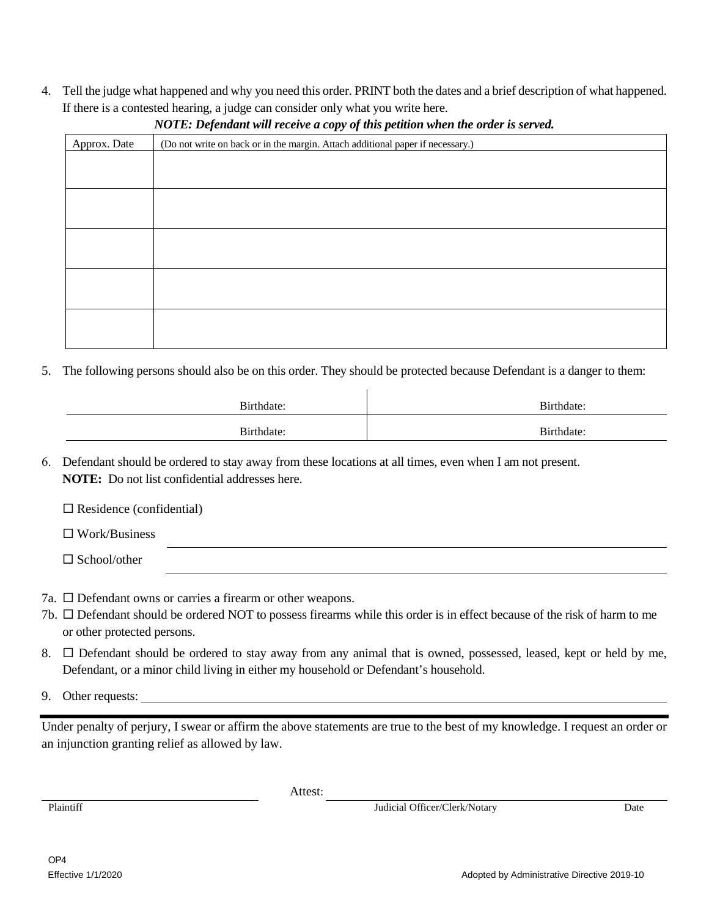4. Tell the judge what happened and why you need this order. PRINT both the dates and a brief description of what happened. If there is a contested hearing, a judge can consider only what you write here.

***NOTE: Defendant will receive a copy of this petition when the order is served.***

| Approx. Date | (Do not write on back or in the margin. Attach additional paper if necessary.) |
|---|---|
| | |
| | |
| | |
| | |
| | |

5. The following persons should also be on this order. They should be protected because Defendant is a danger to them:

| | |
|---|---|
| Birthdate: | Birthdate: |
| Birthdate: | Birthdate: |

6. Defendant should be ordered to stay away from these locations at all times, even when I am not present.
   **NOTE:** Do not list confidential addresses here.

   ☐ Residence (confidential)

   ☐ Work/Business ______________________________

   ☐ School/other ______________________________

7a. ☐ Defendant owns or carries a firearm or other weapons.

7b. ☐ Defendant should be ordered NOT to possess firearms while this order is in effect because of the risk of harm to me or other protected persons.

8. ☐ Defendant should be ordered to stay away from any animal that is owned, possessed, leased, kept or held by me, Defendant, or a minor child living in either my household or Defendant's household.

9. Other requests: ______________________________

---

Under penalty of perjury, I swear or affirm the above statements are true to the best of my knowledge. I request an order or an injunction granting relief as allowed by law.

______________________________ Attest: ______________________________

Plaintiff    Judicial Officer/Clerk/Notary    Date

OP4
Effective 1/1/2020

Adopted by Administrative Directive 2019-10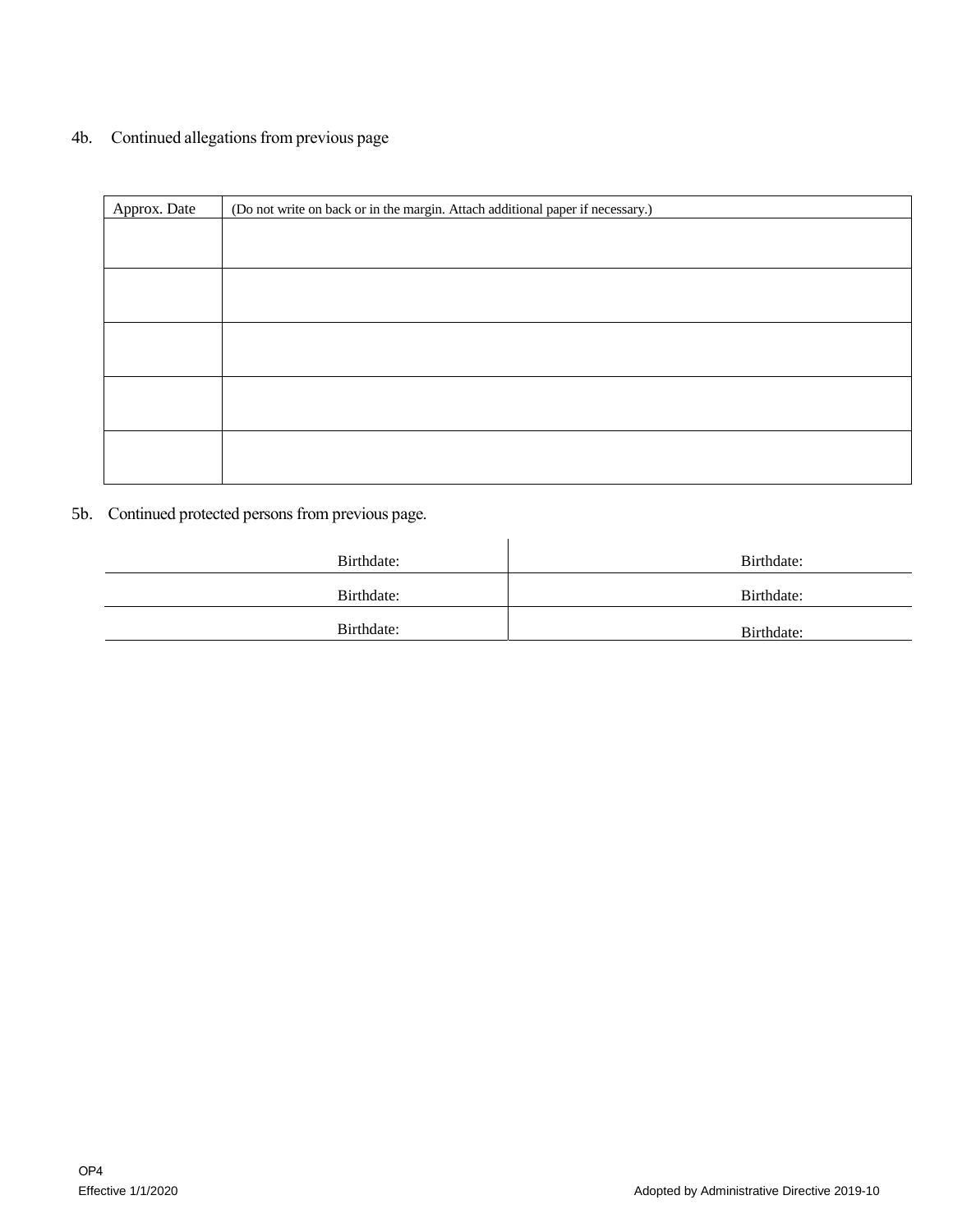4b. Continued allegations from previous page

| Approx. Date | (Do not write on back or in the margin. Attach additional paper if necessary.) |
|---|---|
| | |
| | |
| | |
| | |
| | |

5b. Continued protected persons from previous page.

| | |
|---|---|
| Birthdate: | Birthdate: |
| Birthdate: | Birthdate: |
| Birthdate: | Birthdate: |

OP4
Effective 1/1/2020

Adopted by Administrative Directive 2019-10